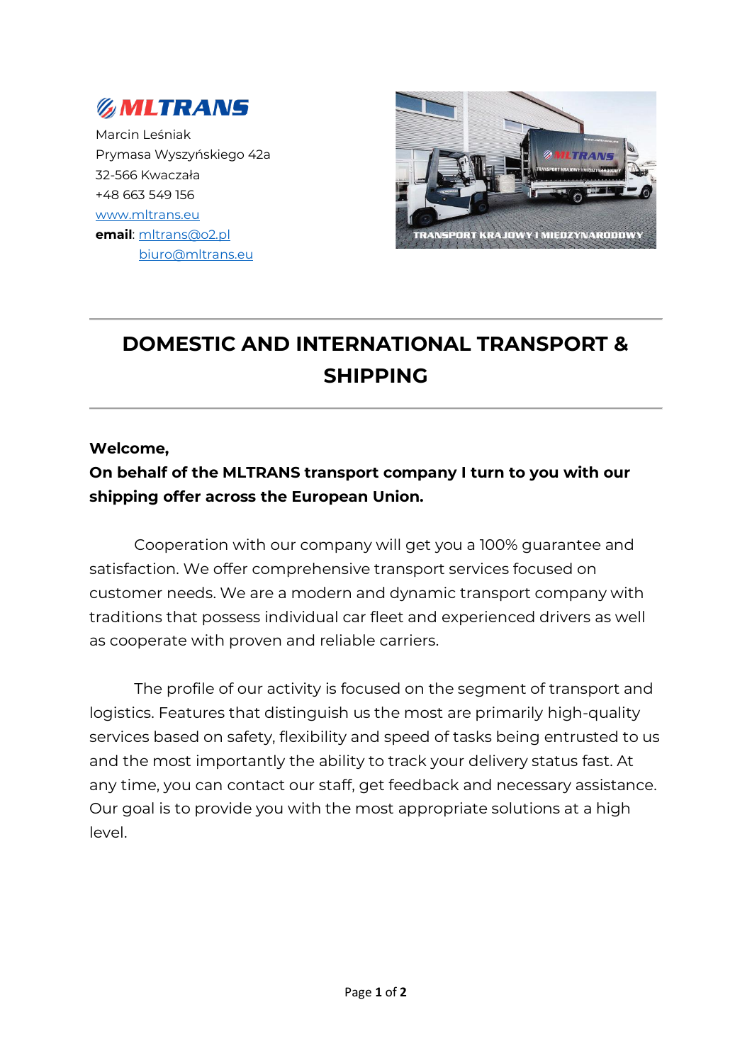MLTRANS

Marcin Leśniak
Prymasa Wyszyńskiego 42a
32-566 Kwaczała
+48 663 549 156
www.mltrans.eu
**email**: mltrans@o2.pl
biuro@mltrans.eu

# DOMESTIC AND INTERNATIONAL TRANSPORT & SHIPPING

**Welcome,**
**On behalf of the MLTRANS transport company I turn to you with our shipping offer across the European Union.**

Cooperation with our company will get you a 100% guarantee and satisfaction. We offer comprehensive transport services focused on customer needs. We are a modern and dynamic transport company with traditions that possess individual car fleet and experienced drivers as well as cooperate with proven and reliable carriers.

The profile of our activity is focused on the segment of transport and logistics. Features that distinguish us the most are primarily high-quality services based on safety, flexibility and speed of tasks being entrusted to us and the most importantly the ability to track your delivery status fast. At any time, you can contact our staff, get feedback and necessary assistance. Our goal is to provide you with the most appropriate solutions at a high level.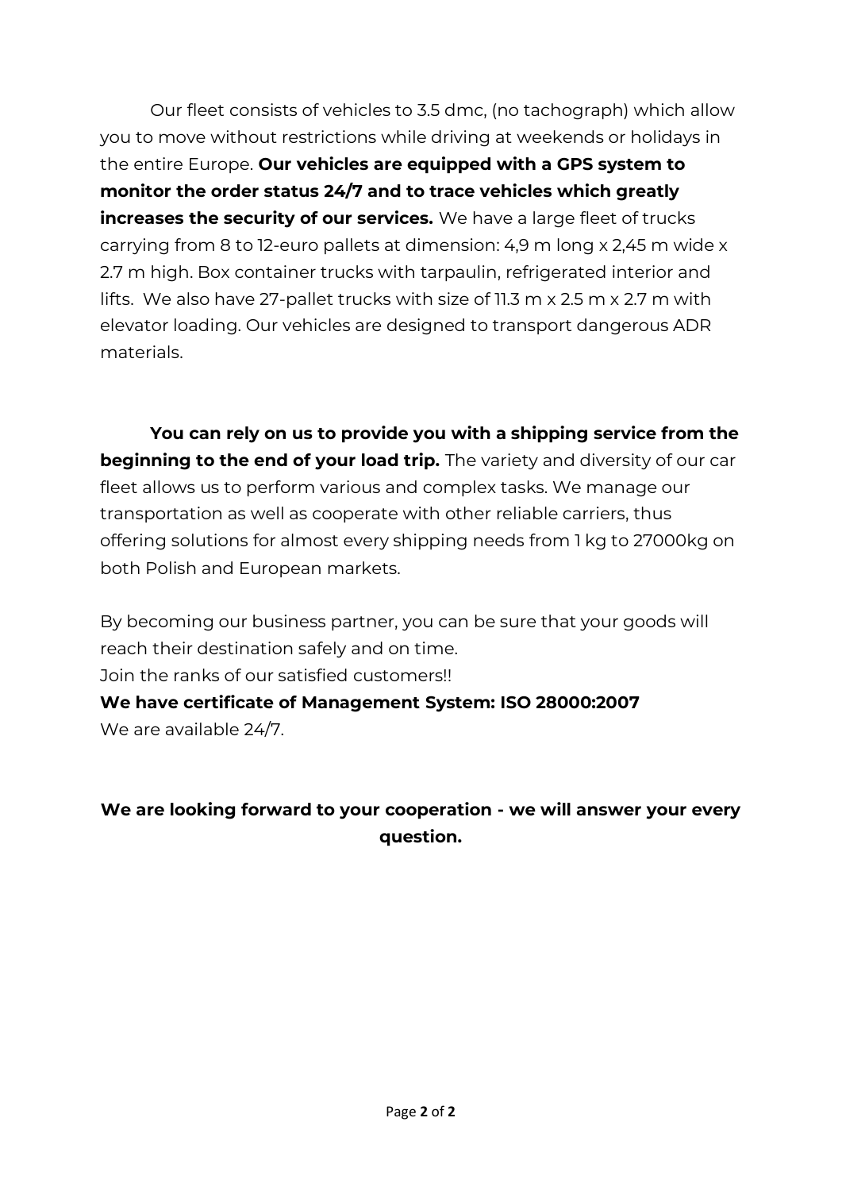Our fleet consists of vehicles to 3.5 dmc, (no tachograph) which allow you to move without restrictions while driving at weekends or holidays in the entire Europe. **Our vehicles are equipped with a GPS system to monitor the order status 24/7 and to trace vehicles which greatly increases the security of our services.** We have a large fleet of trucks carrying from 8 to 12-euro pallets at dimension: 4,9 m long x 2,45 m wide x 2.7 m high. Box container trucks with tarpaulin, refrigerated interior and lifts. We also have 27-pallet trucks with size of 11.3 m x 2.5 m x 2.7 m with elevator loading. Our vehicles are designed to transport dangerous ADR materials.

**You can rely on us to provide you with a shipping service from the beginning to the end of your load trip.** The variety and diversity of our car fleet allows us to perform various and complex tasks. We manage our transportation as well as cooperate with other reliable carriers, thus offering solutions for almost every shipping needs from 1 kg to 27000kg on both Polish and European markets.

By becoming our business partner, you can be sure that your goods will reach their destination safely and on time.
Join the ranks of our satisfied customers!!
**We have certificate of Management System: ISO 28000:2007**
We are available 24/7.

**We are looking forward to your cooperation - we will answer your every question.**